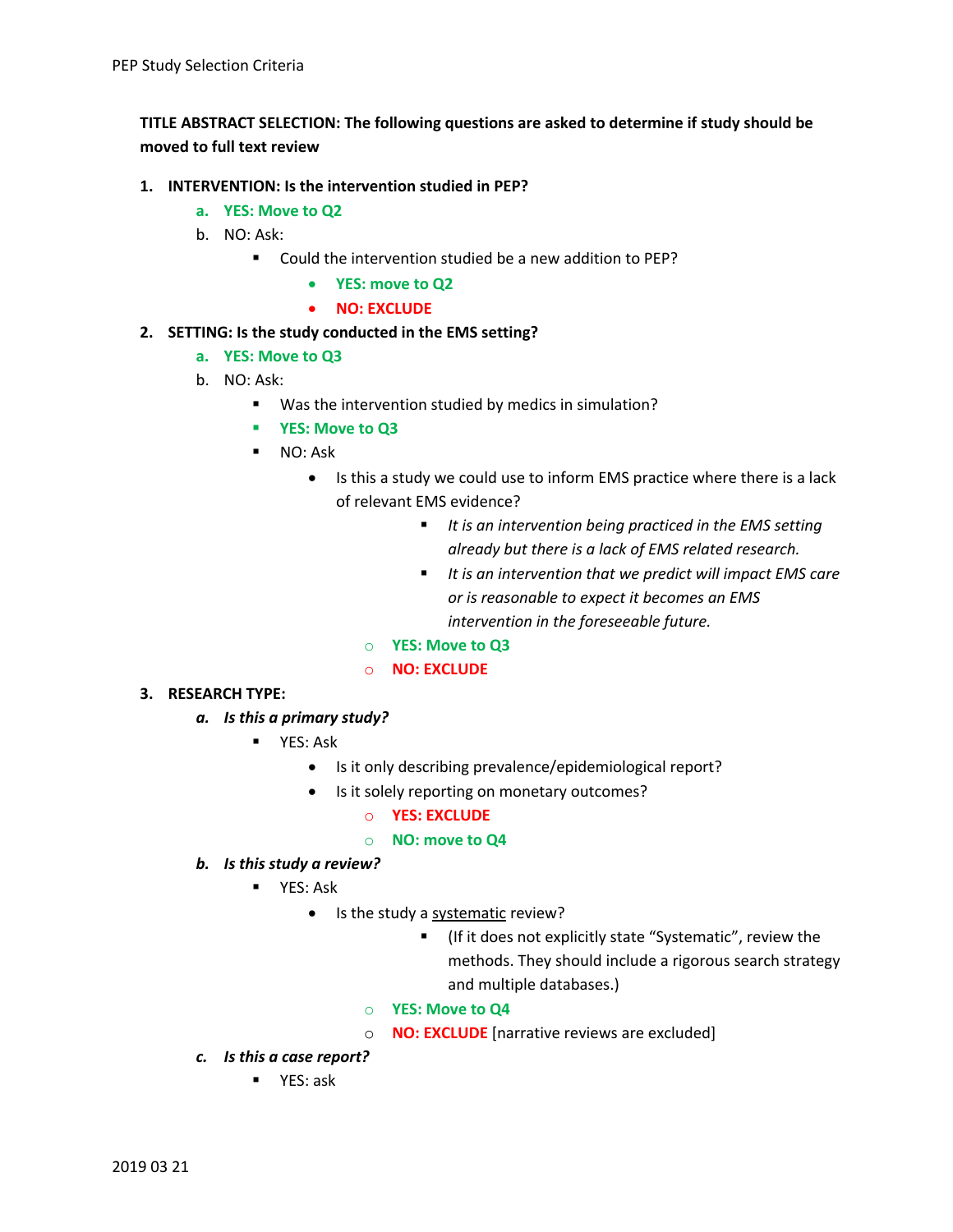PEP Study Selection Criteria

**TITLE ABSTRACT SELECTION: The following questions are asked to determine if study should be moved to full text review**

1. **INTERVENTION: Is the intervention studied in PEP?**
   a. **YES: Move to Q2**
   b. NO: Ask:
      - Could the intervention studied be a new addition to PEP?
         - **YES: move to Q2**
         - **NO: EXCLUDE**
2. **SETTING: Is the study conducted in the EMS setting?**
   a. **YES: Move to Q3**
   b. NO: Ask:
      - Was the intervention studied by medics in simulation?
      - **YES: Move to Q3**
      - NO: Ask
         - Is this a study we could use to inform EMS practice where there is a lack of relevant EMS evidence?
            - *It is an intervention being practiced in the EMS setting already but there is a lack of EMS related research.*
            - *It is an intervention that we predict will impact EMS care or is reasonable to expect it becomes an EMS intervention in the foreseeable future.*
         - **YES: Move to Q3**
         - **NO: EXCLUDE**
3. **RESEARCH TYPE:**
   a. ***Is this a primary study?***
      - YES: Ask
         - Is it only describing prevalence/epidemiological report?
         - Is it solely reporting on monetary outcomes?
            - **YES: EXCLUDE**
            - **NO: move to Q4**
   b. ***Is this study a review?***
      - YES: Ask
         - Is the study a systematic review?
            - (If it does not explicitly state "Systematic", review the methods. They should include a rigorous search strategy and multiple databases.)
         - **YES: Move to Q4**
         - **NO: EXCLUDE** [narrative reviews are excluded]
   c. ***Is this a case report?***
      - YES: ask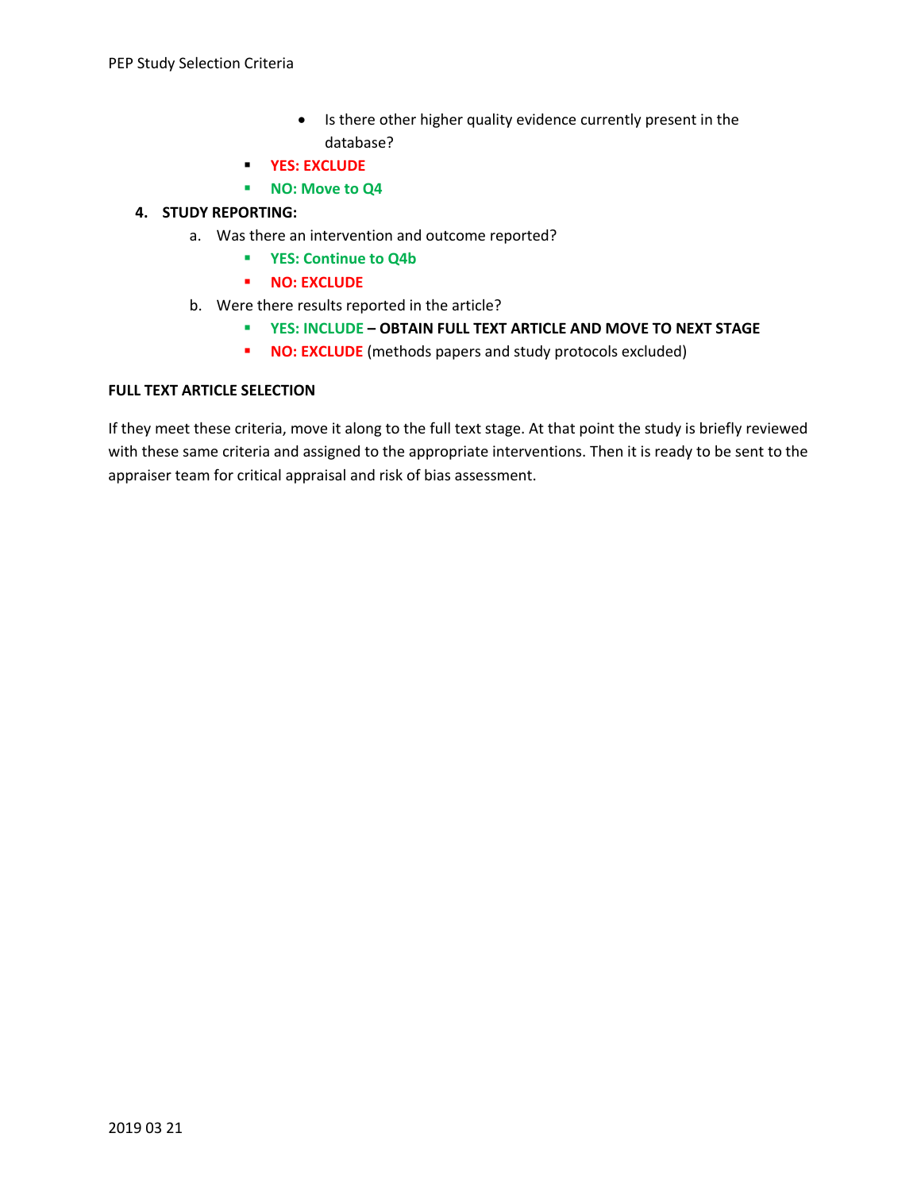- Is there other higher quality evidence currently present in the database?
  - **YES: EXCLUDE**
  - **NO: Move to Q4**

4. **STUDY REPORTING:**
   a. Was there an intervention and outcome reported?
      - **YES: Continue to Q4b**
      - **NO: EXCLUDE**

   b. Were there results reported in the article?
      - **YES: INCLUDE – OBTAIN FULL TEXT ARTICLE AND MOVE TO NEXT STAGE**
      - **NO: EXCLUDE** (methods papers and study protocols excluded)

**FULL TEXT ARTICLE SELECTION**

If they meet these criteria, move it along to the full text stage. At that point the study is briefly reviewed with these same criteria and assigned to the appropriate interventions. Then it is ready to be sent to the appraiser team for critical appraisal and risk of bias assessment.